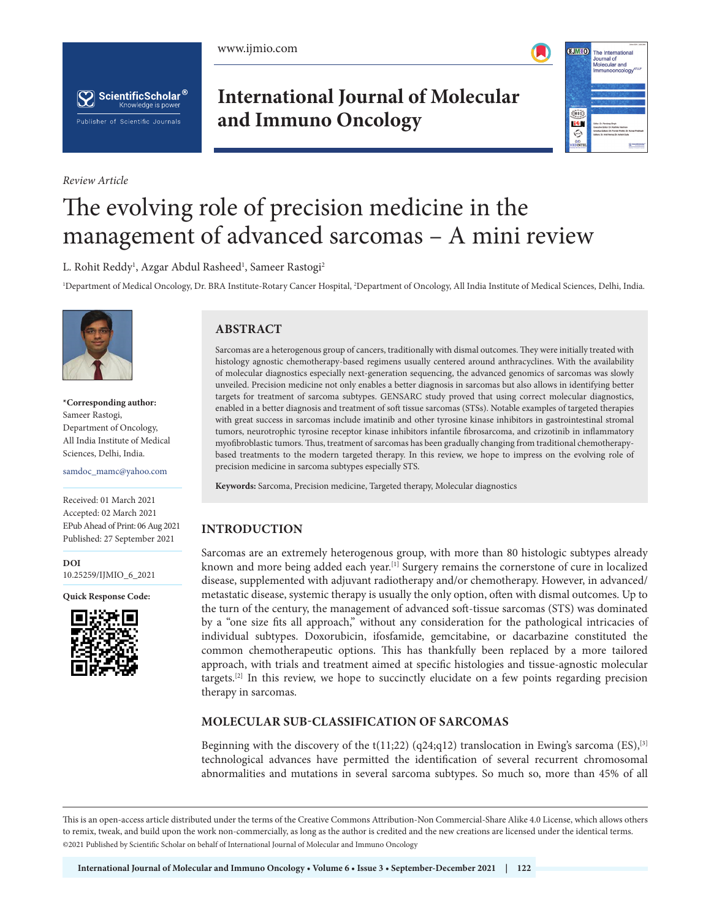*Review Article*

# The evolving role of precision medicine in the management of advanced sarcomas – A mini review

L. Rohit Reddy[1], Azgar Abdul Rasheed[1], Sameer Rastogi[2]

[1]Department of Medical Oncology, Dr. BRA Institute-Rotary Cancer Hospital, [2]Department of Oncology, All India Institute of Medical Sciences, Delhi, India.

**\*Corresponding author:**
Sameer Rastogi,
Department of Oncology,
All India Institute of Medical Sciences, Delhi, India.

samdoc_mamc@yahoo.com

Received: 01 March 2021
Accepted: 02 March 2021
EPub Ahead of Print: 06 Aug 2021
Published: 27 September 2021

**DOI**
10.25259/IJMIO_6_2021

**Quick Response Code:**

## ABSTRACT

Sarcomas are a heterogenous group of cancers, traditionally with dismal outcomes. They were initially treated with histology agnostic chemotherapy-based regimens usually centered around anthracyclines. With the availability of molecular diagnostics especially next-generation sequencing, the advanced genomics of sarcomas was slowly unveiled. Precision medicine not only enables a better diagnosis in sarcomas but also allows in identifying better targets for treatment of sarcoma subtypes. GENSARC study proved that using correct molecular diagnostics, enabled in a better diagnosis and treatment of soft tissue sarcomas (STSs). Notable examples of targeted therapies with great success in sarcomas include imatinib and other tyrosine kinase inhibitors in gastrointestinal stromal tumors, neurotrophic tyrosine receptor kinase inhibitors infantile fibrosarcoma, and crizotinib in inflammatory myofibroblastic tumors. Thus, treatment of sarcomas has been gradually changing from traditional chemotherapy-based treatments to the modern targeted therapy. In this review, we hope to impress on the evolving role of precision medicine in sarcoma subtypes especially STS.

**Keywords:** Sarcoma, Precision medicine, Targeted therapy, Molecular diagnostics

## INTRODUCTION

Sarcomas are an extremely heterogenous group, with more than 80 histologic subtypes already known and more being added each year.[1] Surgery remains the cornerstone of cure in localized disease, supplemented with adjuvant radiotherapy and/or chemotherapy. However, in advanced/metastatic disease, systemic therapy is usually the only option, often with dismal outcomes. Up to the turn of the century, the management of advanced soft-tissue sarcomas (STS) was dominated by a "one size fits all approach," without any consideration for the pathological intricacies of individual subtypes. Doxorubicin, ifosfamide, gemcitabine, or dacarbazine constituted the common chemotherapeutic options. This has thankfully been replaced by a more tailored approach, with trials and treatment aimed at specific histologies and tissue-agnostic molecular targets.[2] In this review, we hope to succinctly elucidate on a few points regarding precision therapy in sarcomas.

## MOLECULAR SUB-CLASSIFICATION OF SARCOMAS

Beginning with the discovery of the t(11;22) (q24;q12) translocation in Ewing's sarcoma (ES),[3] technological advances have permitted the identification of several recurrent chromosomal abnormalities and mutations in several sarcoma subtypes. So much so, more than 45% of all

This is an open-access article distributed under the terms of the Creative Commons Attribution-Non Commercial-Share Alike 4.0 License, which allows others to remix, tweak, and build upon the work non-commercially, as long as the author is credited and the new creations are licensed under the identical terms.
©2021 Published by Scientific Scholar on behalf of International Journal of Molecular and Immuno Oncology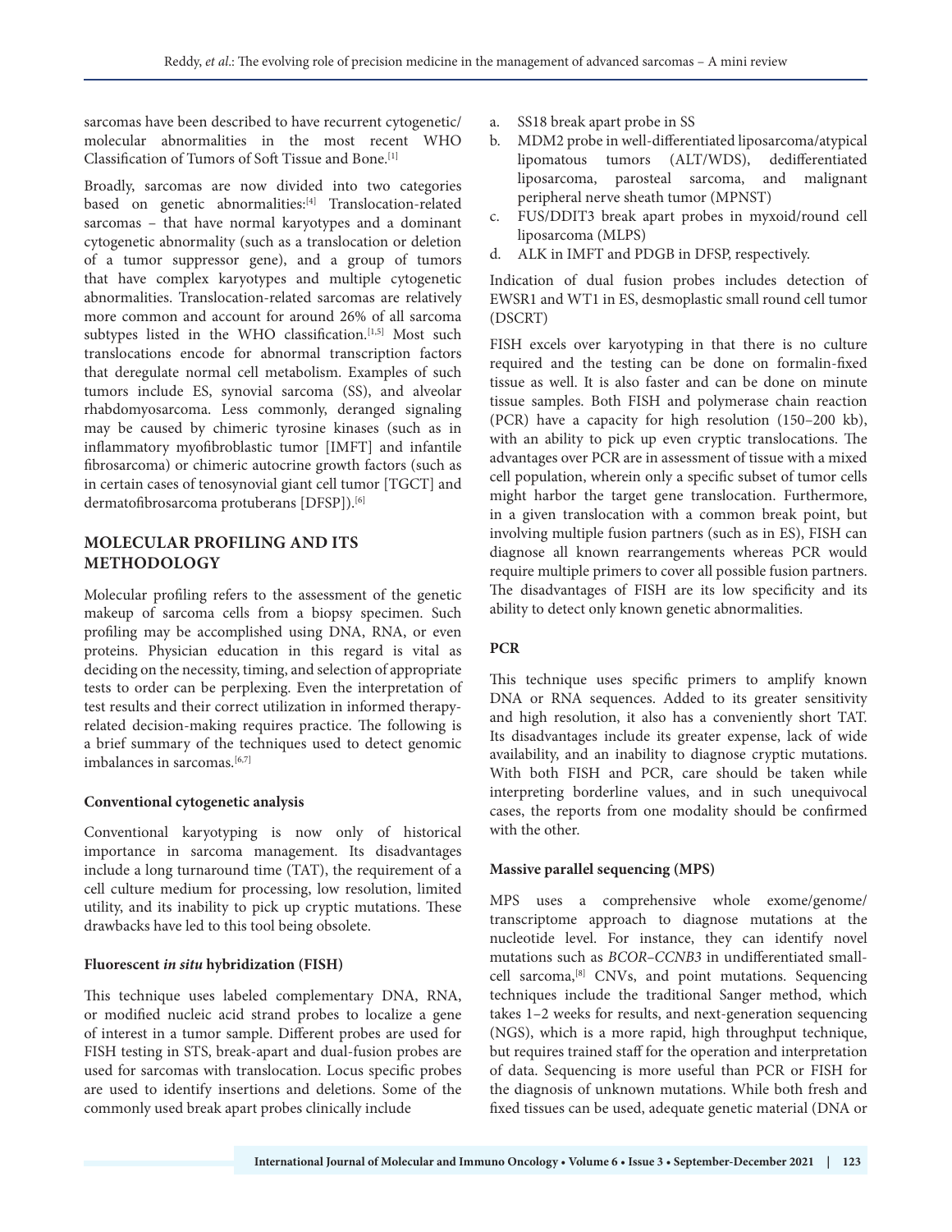sarcomas have been described to have recurrent cytogenetic/molecular abnormalities in the most recent WHO Classification of Tumors of Soft Tissue and Bone.[1]

Broadly, sarcomas are now divided into two categories based on genetic abnormalities:[4] Translocation-related sarcomas – that have normal karyotypes and a dominant cytogenetic abnormality (such as a translocation or deletion of a tumor suppressor gene), and a group of tumors that have complex karyotypes and multiple cytogenetic abnormalities. Translocation-related sarcomas are relatively more common and account for around 26% of all sarcoma subtypes listed in the WHO classification.[1,5] Most such translocations encode for abnormal transcription factors that deregulate normal cell metabolism. Examples of such tumors include ES, synovial sarcoma (SS), and alveolar rhabdomyosarcoma. Less commonly, deranged signaling may be caused by chimeric tyrosine kinases (such as in inflammatory myofibroblastic tumor [IMFT] and infantile fibrosarcoma) or chimeric autocrine growth factors (such as in certain cases of tenosynovial giant cell tumor [TGCT] and dermatofibrosarcoma protuberans [DFSP]).[6]

## MOLECULAR PROFILING AND ITS METHODOLOGY

Molecular profiling refers to the assessment of the genetic makeup of sarcoma cells from a biopsy specimen. Such profiling may be accomplished using DNA, RNA, or even proteins. Physician education in this regard is vital as deciding on the necessity, timing, and selection of appropriate tests to order can be perplexing. Even the interpretation of test results and their correct utilization in informed therapy-related decision-making requires practice. The following is a brief summary of the techniques used to detect genomic imbalances in sarcomas.[6,7]

### Conventional cytogenetic analysis

Conventional karyotyping is now only of historical importance in sarcoma management. Its disadvantages include a long turnaround time (TAT), the requirement of a cell culture medium for processing, low resolution, limited utility, and its inability to pick up cryptic mutations. These drawbacks have led to this tool being obsolete.

### Fluorescent *in situ* hybridization (FISH)

This technique uses labeled complementary DNA, RNA, or modified nucleic acid strand probes to localize a gene of interest in a tumor sample. Different probes are used for FISH testing in STS, break-apart and dual-fusion probes are used for sarcomas with translocation. Locus specific probes are used to identify insertions and deletions. Some of the commonly used break apart probes clinically include

a. SS18 break apart probe in SS
b. MDM2 probe in well-differentiated liposarcoma/atypical lipomatous tumors (ALT/WDS), dedifferentiated liposarcoma, parosteal sarcoma, and malignant peripheral nerve sheath tumor (MPNST)
c. FUS/DDIT3 break apart probes in myxoid/round cell liposarcoma (MLPS)
d. ALK in IMFT and PDGB in DFSP, respectively.

Indication of dual fusion probes includes detection of EWSR1 and WT1 in ES, desmoplastic small round cell tumor (DSCRT)

FISH excels over karyotyping in that there is no culture required and the testing can be done on formalin-fixed tissue as well. It is also faster and can be done on minute tissue samples. Both FISH and polymerase chain reaction (PCR) have a capacity for high resolution (150–200 kb), with an ability to pick up even cryptic translocations. The advantages over PCR are in assessment of tissue with a mixed cell population, wherein only a specific subset of tumor cells might harbor the target gene translocation. Furthermore, in a given translocation with a common break point, but involving multiple fusion partners (such as in ES), FISH can diagnose all known rearrangements whereas PCR would require multiple primers to cover all possible fusion partners. The disadvantages of FISH are its low specificity and its ability to detect only known genetic abnormalities.

### PCR

This technique uses specific primers to amplify known DNA or RNA sequences. Added to its greater sensitivity and high resolution, it also has a conveniently short TAT. Its disadvantages include its greater expense, lack of wide availability, and an inability to diagnose cryptic mutations. With both FISH and PCR, care should be taken while interpreting borderline values, and in such unequivocal cases, the reports from one modality should be confirmed with the other.

### Massive parallel sequencing (MPS)

MPS uses a comprehensive whole exome/genome/transcriptome approach to diagnose mutations at the nucleotide level. For instance, they can identify novel mutations such as *BCOR–CCNB3* in undifferentiated small-cell sarcoma,[8] CNVs, and point mutations. Sequencing techniques include the traditional Sanger method, which takes 1–2 weeks for results, and next-generation sequencing (NGS), which is a more rapid, high throughput technique, but requires trained staff for the operation and interpretation of data. Sequencing is more useful than PCR or FISH for the diagnosis of unknown mutations. While both fresh and fixed tissues can be used, adequate genetic material (DNA or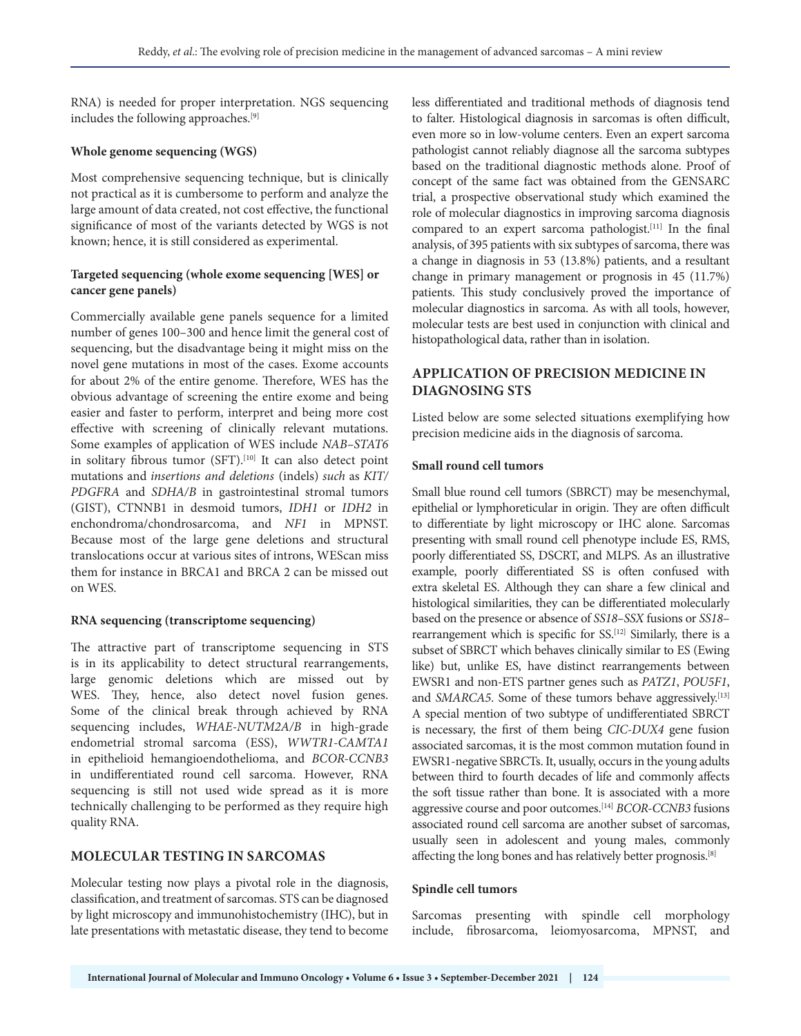RNA) is needed for proper interpretation. NGS sequencing includes the following approaches.[9]

#### Whole genome sequencing (WGS)

Most comprehensive sequencing technique, but is clinically not practical as it is cumbersome to perform and analyze the large amount of data created, not cost effective, the functional significance of most of the variants detected by WGS is not known; hence, it is still considered as experimental.

#### Targeted sequencing (whole exome sequencing [WES] or cancer gene panels)

Commercially available gene panels sequence for a limited number of genes 100–300 and hence limit the general cost of sequencing, but the disadvantage being it might miss on the novel gene mutations in most of the cases. Exome accounts for about 2% of the entire genome. Therefore, WES has the obvious advantage of screening the entire exome and being easier and faster to perform, interpret and being more cost effective with screening of clinically relevant mutations. Some examples of application of WES include *NAB–STAT6* in solitary fibrous tumor (SFT).[10] It can also detect point mutations and *insertions and deletions* (indels) *such* as *KIT/PDGFRA* and *SDHA/B* in gastrointestinal stromal tumors (GIST), CTNNB1 in desmoid tumors, *IDH1* or *IDH2* in enchondroma/chondrosarcoma, and *NF1* in MPNST. Because most of the large gene deletions and structural translocations occur at various sites of introns, WEScan miss them for instance in BRCA1 and BRCA 2 can be missed out on WES.

#### RNA sequencing (transcriptome sequencing)

The attractive part of transcriptome sequencing in STS is in its applicability to detect structural rearrangements, large genomic deletions which are missed out by WES. They, hence, also detect novel fusion genes. Some of the clinical break through achieved by RNA sequencing includes, *WHAE-NUTM2A/B* in high-grade endometrial stromal sarcoma (ESS), *WWTR1-CAMTA1* in epithelioid hemangioendothelioma, and *BCOR-CCNB3* in undifferentiated round cell sarcoma. However, RNA sequencing is still not used wide spread as it is more technically challenging to be performed as they require high quality RNA.

## MOLECULAR TESTING IN SARCOMAS

Molecular testing now plays a pivotal role in the diagnosis, classification, and treatment of sarcomas. STS can be diagnosed by light microscopy and immunohistochemistry (IHC), but in late presentations with metastatic disease, they tend to become less differentiated and traditional methods of diagnosis tend to falter. Histological diagnosis in sarcomas is often difficult, even more so in low-volume centers. Even an expert sarcoma pathologist cannot reliably diagnose all the sarcoma subtypes based on the traditional diagnostic methods alone. Proof of concept of the same fact was obtained from the GENSARC trial, a prospective observational study which examined the role of molecular diagnostics in improving sarcoma diagnosis compared to an expert sarcoma pathologist.[11] In the final analysis, of 395 patients with six subtypes of sarcoma, there was a change in diagnosis in 53 (13.8%) patients, and a resultant change in primary management or prognosis in 45 (11.7%) patients. This study conclusively proved the importance of molecular diagnostics in sarcoma. As with all tools, however, molecular tests are best used in conjunction with clinical and histopathological data, rather than in isolation.

## APPLICATION OF PRECISION MEDICINE IN DIAGNOSING STS

Listed below are some selected situations exemplifying how precision medicine aids in the diagnosis of sarcoma.

#### Small round cell tumors

Small blue round cell tumors (SBRCT) may be mesenchymal, epithelial or lymphoreticular in origin. They are often difficult to differentiate by light microscopy or IHC alone. Sarcomas presenting with small round cell phenotype include ES, RMS, poorly differentiated SS, DSCRT, and MLPS. As an illustrative example, poorly differentiated SS is often confused with extra skeletal ES. Although they can share a few clinical and histological similarities, they can be differentiated molecularly based on the presence or absence of *SS18–SSX* fusions or *SS18*–rearrangement which is specific for SS.[12] Similarly, there is a subset of SBRCT which behaves clinically similar to ES (Ewing like) but, unlike ES, have distinct rearrangements between EWSR1 and non-ETS partner genes such as *PATZ1*, *POU5F1*, and *SMARCA5*. Some of these tumors behave aggressively.[13] A special mention of two subtype of undifferentiated SBRCT is necessary, the first of them being *CIC-DUX4* gene fusion associated sarcomas, it is the most common mutation found in EWSR1-negative SBRCTs. It, usually, occurs in the young adults between third to fourth decades of life and commonly affects the soft tissue rather than bone. It is associated with a more aggressive course and poor outcomes.[14] *BCOR-CCNB3* fusions associated round cell sarcoma are another subset of sarcomas, usually seen in adolescent and young males, commonly affecting the long bones and has relatively better prognosis.[8]

#### Spindle cell tumors

Sarcomas presenting with spindle cell morphology include, fibrosarcoma, leiomyosarcoma, MPNST, and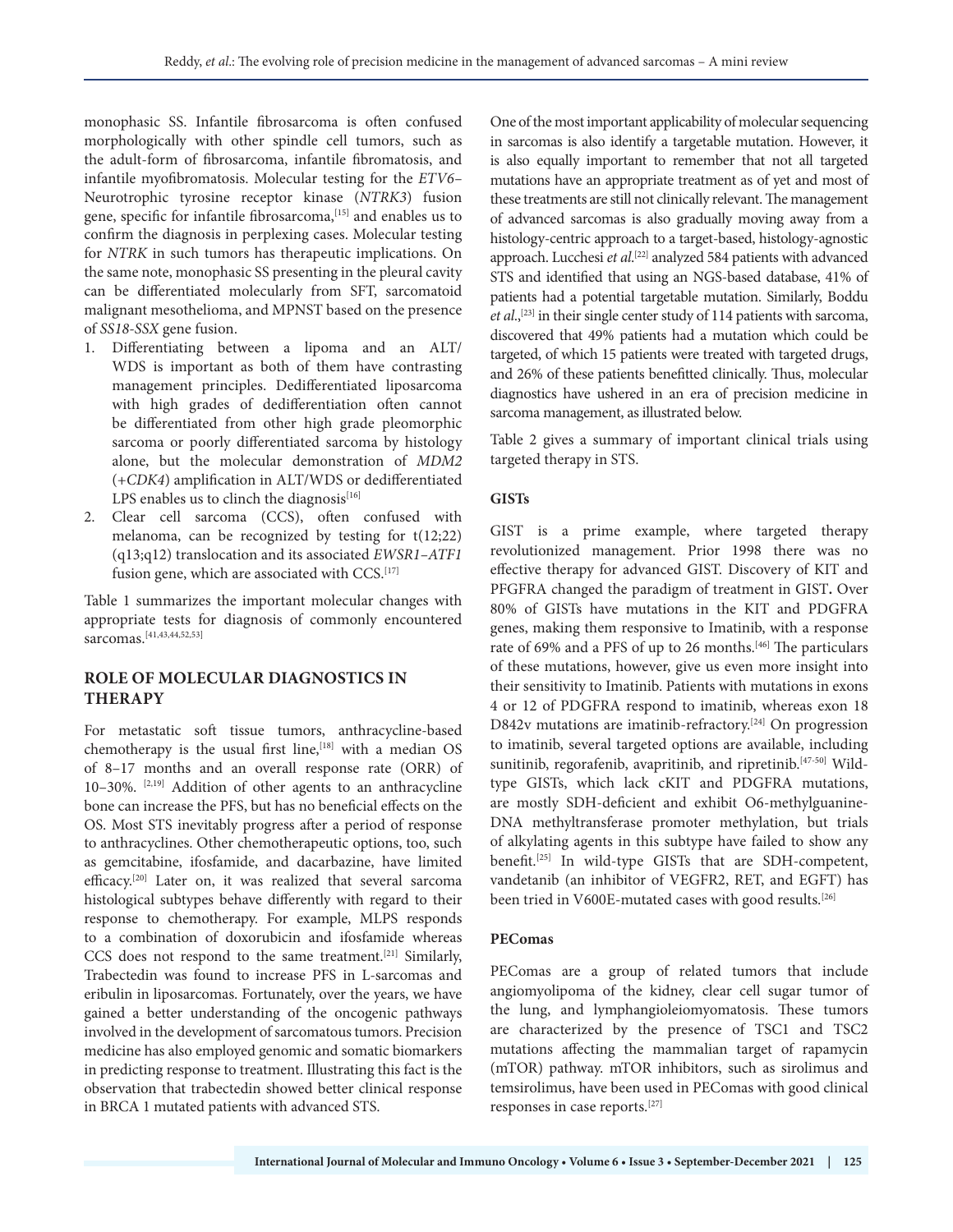monophasic SS. Infantile fibrosarcoma is often confused morphologically with other spindle cell tumors, such as the adult-form of fibrosarcoma, infantile fibromatosis, and infantile myofibromatosis. Molecular testing for the *ETV6*–Neurotrophic tyrosine receptor kinase (*NTRK3*) fusion gene, specific for infantile fibrosarcoma,[15] and enables us to confirm the diagnosis in perplexing cases. Molecular testing for *NTRK* in such tumors has therapeutic implications. On the same note, monophasic SS presenting in the pleural cavity can be differentiated molecularly from SFT, sarcomatoid malignant mesothelioma, and MPNST based on the presence of *SS18-SSX* gene fusion.

1. Differentiating between a lipoma and an ALT/WDS is important as both of them have contrasting management principles. Dedifferentiated liposarcoma with high grades of dedifferentiation often cannot be differentiated from other high grade pleomorphic sarcoma or poorly differentiated sarcoma by histology alone, but the molecular demonstration of *MDM2* (+*CDK4*) amplification in ALT/WDS or dedifferentiated LPS enables us to clinch the diagnosis[16]
2. Clear cell sarcoma (CCS), often confused with melanoma, can be recognized by testing for t(12;22) (q13;q12) translocation and its associated *EWSR1–ATF1* fusion gene, which are associated with CCS.[17]

Table 1 summarizes the important molecular changes with appropriate tests for diagnosis of commonly encountered sarcomas.[41,43,44,52,53]

## ROLE OF MOLECULAR DIAGNOSTICS IN THERAPY

For metastatic soft tissue tumors, anthracycline-based chemotherapy is the usual first line,[18] with a median OS of 8–17 months and an overall response rate (ORR) of 10–30%. [2,19] Addition of other agents to an anthracycline bone can increase the PFS, but has no beneficial effects on the OS. Most STS inevitably progress after a period of response to anthracyclines. Other chemotherapeutic options, too, such as gemcitabine, ifosfamide, and dacarbazine, have limited efficacy.[20] Later on, it was realized that several sarcoma histological subtypes behave differently with regard to their response to chemotherapy. For example, MLPS responds to a combination of doxorubicin and ifosfamide whereas CCS does not respond to the same treatment.[21] Similarly, Trabectedin was found to increase PFS in L-sarcomas and eribulin in liposarcomas. Fortunately, over the years, we have gained a better understanding of the oncogenic pathways involved in the development of sarcomatous tumors. Precision medicine has also employed genomic and somatic biomarkers in predicting response to treatment. Illustrating this fact is the observation that trabectedin showed better clinical response in BRCA 1 mutated patients with advanced STS.

One of the most important applicability of molecular sequencing in sarcomas is also identify a targetable mutation. However, it is also equally important to remember that not all targeted mutations have an appropriate treatment as of yet and most of these treatments are still not clinically relevant. The management of advanced sarcomas is also gradually moving away from a histology-centric approach to a target-based, histology-agnostic approach. Lucchesi *et al*.[22] analyzed 584 patients with advanced STS and identified that using an NGS-based database, 41% of patients had a potential targetable mutation. Similarly, Boddu *et al*.,[23] in their single center study of 114 patients with sarcoma, discovered that 49% patients had a mutation which could be targeted, of which 15 patients were treated with targeted drugs, and 26% of these patients benefitted clinically. Thus, molecular diagnostics have ushered in an era of precision medicine in sarcoma management, as illustrated below.

Table 2 gives a summary of important clinical trials using targeted therapy in STS.

### GISTs

GIST is a prime example, where targeted therapy revolutionized management. Prior 1998 there was no effective therapy for advanced GIST. Discovery of KIT and PFGFRA changed the paradigm of treatment in GIST**.** Over 80% of GISTs have mutations in the KIT and PDGFRA genes, making them responsive to Imatinib, with a response rate of 69% and a PFS of up to 26 months.[46] The particulars of these mutations, however, give us even more insight into their sensitivity to Imatinib. Patients with mutations in exons 4 or 12 of PDGFRA respond to imatinib, whereas exon 18 D842v mutations are imatinib-refractory.[24] On progression to imatinib, several targeted options are available, including sunitinib, regorafenib, avapritinib, and ripretinib.[47-50] Wild-type GISTs, which lack cKIT and PDGFRA mutations, are mostly SDH-deficient and exhibit O6-methylguanine-DNA methyltransferase promoter methylation, but trials of alkylating agents in this subtype have failed to show any benefit.[25] In wild-type GISTs that are SDH-competent, vandetanib (an inhibitor of VEGFR2, RET, and EGFT) has been tried in V600E-mutated cases with good results.[26]

### PEComas

PEComas are a group of related tumors that include angiomyolipoma of the kidney, clear cell sugar tumor of the lung, and lymphangioleiomyomatosis. These tumors are characterized by the presence of TSC1 and TSC2 mutations affecting the mammalian target of rapamycin (mTOR) pathway. mTOR inhibitors, such as sirolimus and temsirolimus, have been used in PEComas with good clinical responses in case reports.[27]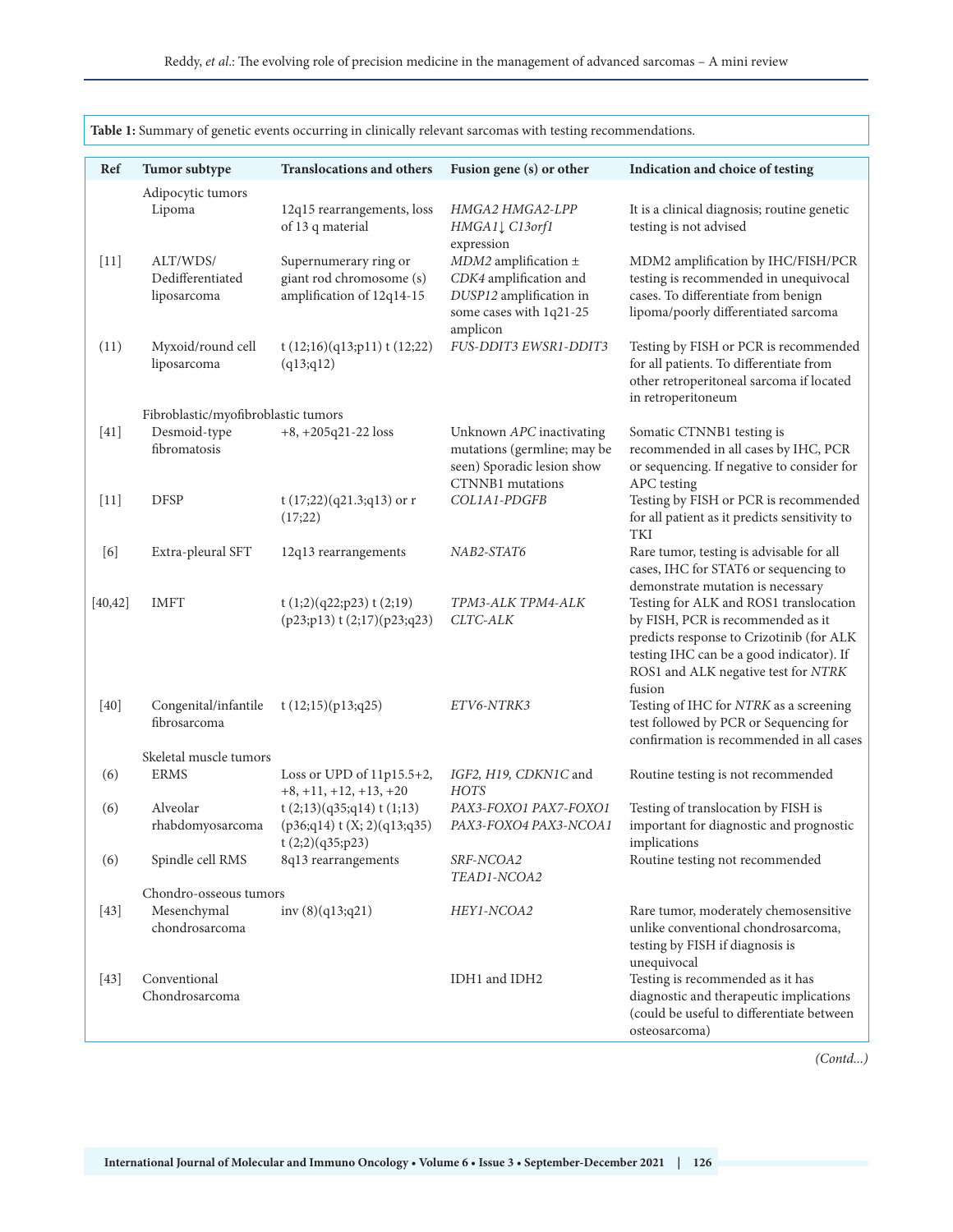**Table 1:** Summary of genetic events occurring in clinically relevant sarcomas with testing recommendations.

| Ref | Tumor subtype | Translocations and others | Fusion gene (s) or other | Indication and choice of testing |
|---|---|---|---|---|
| | Adipocytic tumors | | | |
| | Lipoma | 12q15 rearrangements, loss of 13 q material | *HMGA2 HMGA2-LPP HMGA1*↓ *C13orf1* expression | It is a clinical diagnosis; routine genetic testing is not advised |
| [11] | ALT/WDS/ Dedifferentiated liposarcoma | Supernumerary ring or giant rod chromosome (s) amplification of 12q14-15 | *MDM2* amplification ± *CDK4* amplification and *DUSP12* amplification in some cases with 1q21-25 amplicon | MDM2 amplification by IHC/FISH/PCR testing is recommended in unequivocal cases. To differentiate from benign lipoma/poorly differentiated sarcoma |
| (11) | Myxoid/round cell liposarcoma | t (12;16)(q13;p11) t (12;22)(q13;q12) | *FUS-DDIT3 EWSR1-DDIT3* | Testing by FISH or PCR is recommended for all patients. To differentiate from other retroperitoneal sarcoma if located in retroperitoneum |
| | Fibroblastic/myofibroblastic tumors | | | |
| [41] | Desmoid-type fibromatosis | +8, +205q21-22 loss | Unknown *APC* inactivating mutations (germline; may be seen) Sporadic lesion show CTNNB1 mutations | Somatic CTNNB1 testing is recommended in all cases by IHC, PCR or sequencing. If negative to consider for APC testing |
| [11] | DFSP | t (17;22)(q21.3;q13) or r (17;22) | *COL1A1-PDGFB* | Testing by FISH or PCR is recommended for all patient as it predicts sensitivity to TKI |
| [6] | Extra-pleural SFT | 12q13 rearrangements | *NAB2-STAT6* | Rare tumor, testing is advisable for all cases, IHC for STAT6 or sequencing to demonstrate mutation is necessary |
| [40,42] | IMFT | t (1;2)(q22;p23) t (2;19)(p23;p13) t (2;17)(p23;q23) | *TPM3-ALK TPM4-ALK CLTC-ALK* | Testing for ALK and ROS1 translocation by FISH, PCR is recommended as it predicts response to Crizotinib (for ALK testing IHC can be a good indicator). If ROS1 and ALK negative test for *NTRK* fusion |
| [40] | Congenital/infantile fibrosarcoma | t (12;15)(p13;q25) | *ETV6-NTRK3* | Testing of IHC for *NTRK* as a screening test followed by PCR or Sequencing for confirmation is recommended in all cases |
| | Skeletal muscle tumors | | | |
| (6) | ERMS | Loss or UPD of 11p15.5+2, +8, +11, +12, +13, +20 | *IGF2, H19, CDKN1C* and *HOTS* | Routine testing is not recommended |
| (6) | Alveolar rhabdomyosarcoma | t (2;13)(q35;q14) t (1;13)(p36;q14) t (X; 2)(q13;q35) t (2;2)(q35;p23) | *PAX3-FOXO1 PAX7-FOXO1 PAX3-FOXO4 PAX3-NCOA1* | Testing of translocation by FISH is important for diagnostic and prognostic implications |
| (6) | Spindle cell RMS | 8q13 rearrangements | *SRF-NCOA2 TEAD1-NCOA2* | Routine testing not recommended |
| | Chondro-osseous tumors | | | |
| [43] | Mesenchymal chondrosarcoma | inv (8)(q13;q21) | *HEY1-NCOA2* | Rare tumor, moderately chemosensitive unlike conventional chondrosarcoma, testing by FISH if diagnosis is unequivocal |
| [43] | Conventional Chondrosarcoma | | IDH1 and IDH2 | Testing is recommended as it has diagnostic and therapeutic implications (could be useful to differentiate between osteosarcoma) |

*(Contd...)*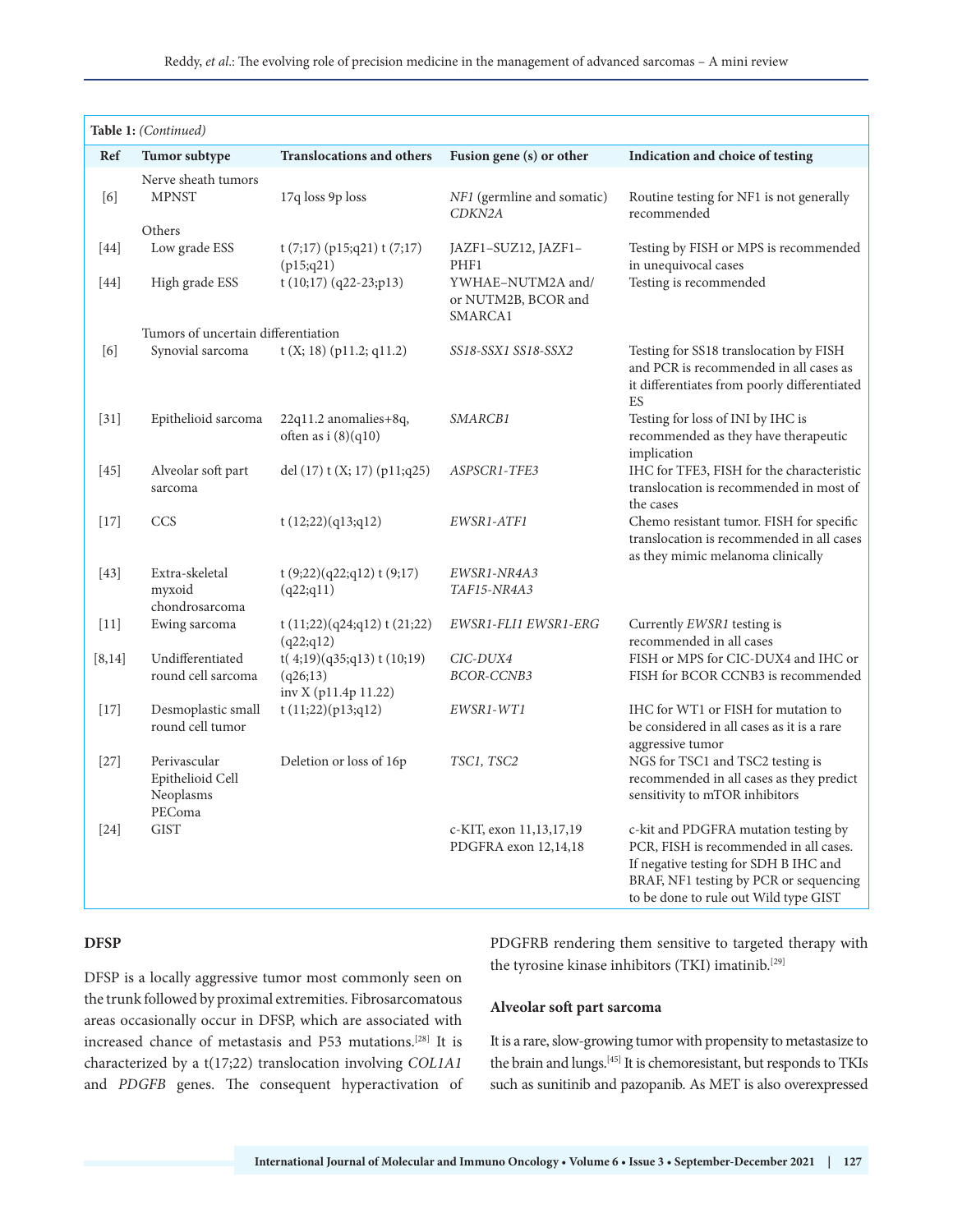**Table 1:** *(Continued)*

| Ref | Tumor subtype | Translocations and others | Fusion gene (s) or other | Indication and choice of testing |
|---|---|---|---|---|
| | Nerve sheath tumors | | | |
| [6] | MPNST | 17q loss 9p loss | *NF1* (germline and somatic) *CDKN2A* | Routine testing for NF1 is not generally recommended |
| | Others | | | |
| [44] | Low grade ESS | t (7;17) (p15;q21) t (7;17) (p15;q21) | JAZF1–SUZ12, JAZF1–PHF1 | Testing by FISH or MPS is recommended in unequivocal cases |
| [44] | High grade ESS | t (10;17) (q22-23;p13) | YWHAE–NUTM2A and/or NUTM2B, BCOR and SMARCA1 | Testing is recommended |
| | Tumors of uncertain differentiation | | | |
| [6] | Synovial sarcoma | t (X; 18) (p11.2; q11.2) | *SS18-SSX1 SS18-SSX2* | Testing for SS18 translocation by FISH and PCR is recommended in all cases as it differentiates from poorly differentiated ES |
| [31] | Epithelioid sarcoma | 22q11.2 anomalies+8q, often as i (8)(q10) | *SMARCB1* | Testing for loss of INI by IHC is recommended as they have therapeutic implication |
| [45] | Alveolar soft part sarcoma | del (17) t (X; 17) (p11;q25) | *ASPSCR1-TFE3* | IHC for TFE3, FISH for the characteristic translocation is recommended in most of the cases |
| [17] | CCS | t (12;22)(q13;q12) | *EWSR1-ATF1* | Chemo resistant tumor. FISH for specific translocation is recommended in all cases as they mimic melanoma clinically |
| [43] | Extra-skeletal myxoid chondrosarcoma | t (9;22)(q22;q12) t (9;17) (q22;q11) | *EWSR1-NR4A3 TAF15-NR4A3* | |
| [11] | Ewing sarcoma | t (11;22)(q24;q12) t (21;22) (q22;q12) | *EWSR1-FLI1 EWSR1-ERG* | Currently *EWSR1* testing is recommended in all cases |
| [8,14] | Undifferentiated round cell sarcoma | t( 4;19)(q35;q13) t (10;19) (q26;13) inv X (p11.4p 11.22) | *CIC-DUX4 BCOR-CCNB3* | FISH or MPS for CIC-DUX4 and IHC or FISH for BCOR CCNB3 is recommended |
| [17] | Desmoplastic small round cell tumor | t (11;22)(p13;q12) | *EWSR1-WT1* | IHC for WT1 or FISH for mutation to be considered in all cases as it is a rare aggressive tumor |
| [27] | Perivascular Epithelioid Cell Neoplasms PEComa | Deletion or loss of 16p | *TSC1, TSC2* | NGS for TSC1 and TSC2 testing is recommended in all cases as they predict sensitivity to mTOR inhibitors |
| [24] | GIST | | c-KIT, exon 11,13,17,19 PDGFRA exon 12,14,18 | c-kit and PDGFRA mutation testing by PCR, FISH is recommended in all cases. If negative testing for SDH B IHC and BRAF, NF1 testing by PCR or sequencing to be done to rule out Wild type GIST |

### DFSP

DFSP is a locally aggressive tumor most commonly seen on the trunk followed by proximal extremities. Fibrosarcomatous areas occasionally occur in DFSP, which are associated with increased chance of metastasis and P53 mutations.[28] It is characterized by a t(17;22) translocation involving *COL1A1* and *PDGFB* genes. The consequent hyperactivation of PDGFRB rendering them sensitive to targeted therapy with the tyrosine kinase inhibitors (TKI) imatinib.[29]

### Alveolar soft part sarcoma

It is a rare, slow-growing tumor with propensity to metastasize to the brain and lungs.[45] It is chemoresistant, but responds to TKIs such as sunitinib and pazopanib. As MET is also overexpressed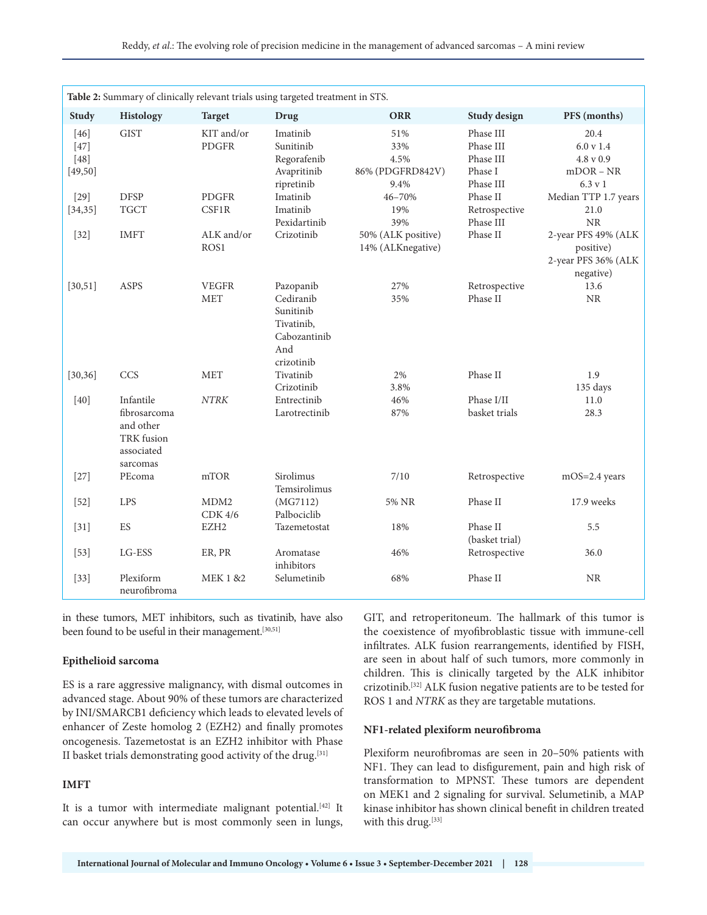**Table 2:** Summary of clinically relevant trials using targeted treatment in STS.

| Study | Histology | Target | Drug | ORR | Study design | PFS (months) |
|---|---|---|---|---|---|---|
| [46] | GIST | KIT and/or PDGFR | Imatinib | 51% | Phase III | 20.4 |
| [47] | | | Sunitinib | 33% | Phase III | 6.0 v 1.4 |
| [48] | | | Regorafenib | 4.5% | Phase III | 4.8 v 0.9 |
| [49,50] | | | Avapritinib | 86% (PDGFRD842V) | Phase I | mDOR – NR |
| | | | ripretinib | 9.4% | Phase III | 6.3 v 1 |
| [29] | DFSP | PDGFR | Imatinib | 46–70% | Phase II | Median TTP 1.7 years |
| [34,35] | TGCT | CSF1R | Imatinib | 19% | Retrospective | 21.0 |
| | | | Pexidartinib | 39% | Phase III | NR |
| [32] | IMFT | ALK and/or ROS1 | Crizotinib | 50% (ALK positive) 14% (ALKnegative) | Phase II | 2-year PFS 49% (ALK positive) 2-year PFS 36% (ALK negative) |
| [30,51] | ASPS | VEGFR | Pazopanib | 27% | Retrospective | 13.6 |
| | | MET | Cediranib Sunitinib Tivatinib, Cabozantinib And crizotinib | 35% | Phase II | NR |
| [30,36] | CCS | MET | Tivatinib | 2% | Phase II | 1.9 |
| | | | Crizotinib | 3.8% | | 135 days |
| [40] | Infantile fibrosarcoma and other TRK fusion associated sarcomas | *NTRK* | Entrectinib | 46% | Phase I/II basket trials | 11.0 |
| | | | Larotrectinib | 87% | | 28.3 |
| [27] | PEcoma | mTOR | Sirolimus Temsirolimus | 7/10 | Retrospective | mOS=2.4 years |
| [52] | LPS | MDM2 CDK 4/6 | (MG7112) Palbociclib | 5% NR | Phase II | 17.9 weeks |
| [31] | ES | EZH2 | Tazemetostat | 18% | Phase II (basket trial) | 5.5 |
| [53] | LG-ESS | ER, PR | Aromatase inhibitors | 46% | Retrospective | 36.0 |
| [33] | Plexiform neurofibroma | MEK 1 &2 | Selumetinib | 68% | Phase II | NR |

in these tumors, MET inhibitors, such as tivatinib, have also been found to be useful in their management.[30,51]

### Epithelioid sarcoma

ES is a rare aggressive malignancy, with dismal outcomes in advanced stage. About 90% of these tumors are characterized by INI/SMARCB1 deficiency which leads to elevated levels of enhancer of Zeste homolog 2 (EZH2) and finally promotes oncogenesis. Tazemetostat is an EZH2 inhibitor with Phase II basket trials demonstrating good activity of the drug.[31]

### IMFT

It is a tumor with intermediate malignant potential.[42] It can occur anywhere but is most commonly seen in lungs, GIT, and retroperitoneum. The hallmark of this tumor is the coexistence of myofibroblastic tissue with immune-cell infiltrates. ALK fusion rearrangements, identified by FISH, are seen in about half of such tumors, more commonly in children. This is clinically targeted by the ALK inhibitor crizotinib.[32] ALK fusion negative patients are to be tested for ROS 1 and *NTRK* as they are targetable mutations.

### NF1-related plexiform neurofibroma

Plexiform neurofibromas are seen in 20–50% patients with NF1. They can lead to disfigurement, pain and high risk of transformation to MPNST. These tumors are dependent on MEK1 and 2 signaling for survival. Selumetinib, a MAP kinase inhibitor has shown clinical benefit in children treated with this drug.[33]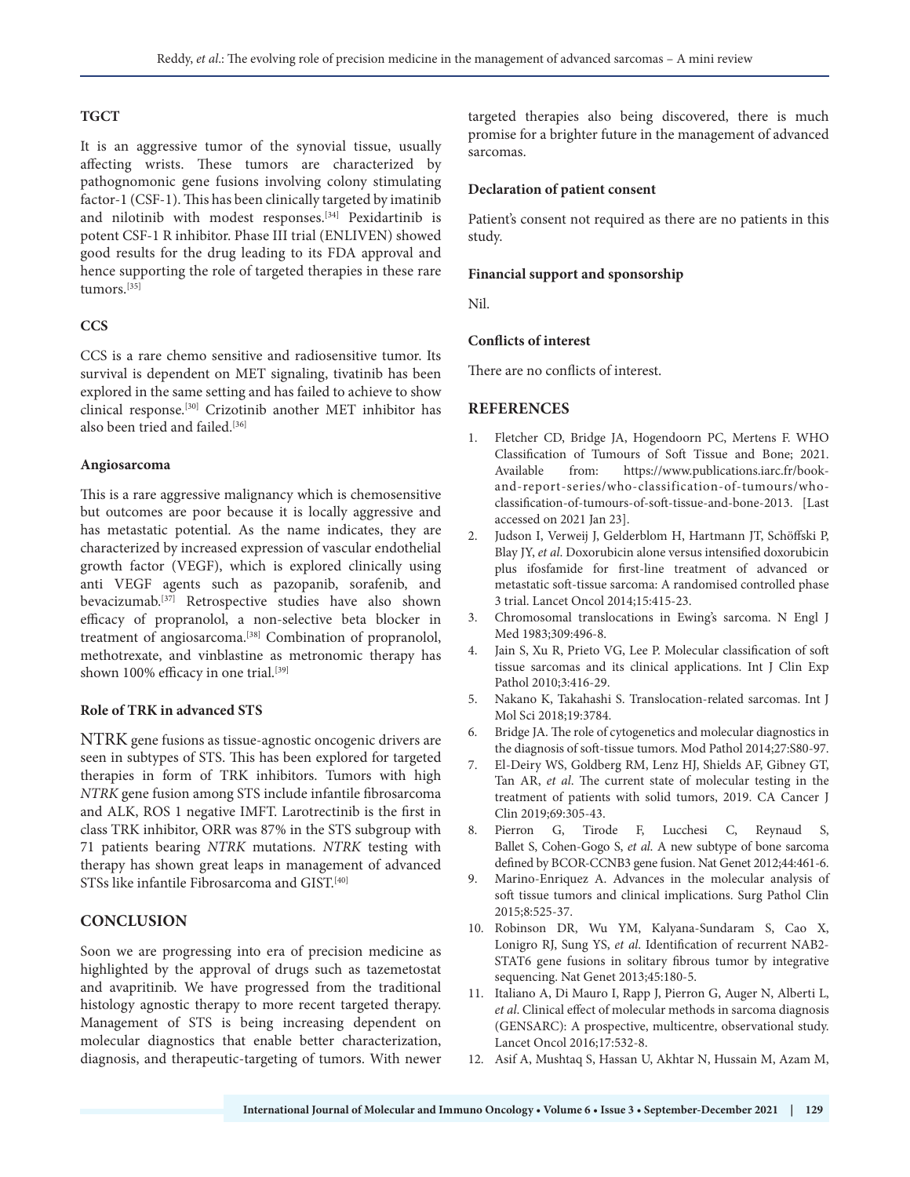### TGCT

It is an aggressive tumor of the synovial tissue, usually affecting wrists. These tumors are characterized by pathognomonic gene fusions involving colony stimulating factor-1 (CSF-1). This has been clinically targeted by imatinib and nilotinib with modest responses.[34] Pexidartinib is potent CSF-1 R inhibitor. Phase III trial (ENLIVEN) showed good results for the drug leading to its FDA approval and hence supporting the role of targeted therapies in these rare tumors.[35]

### CCS

CCS is a rare chemo sensitive and radiosensitive tumor. Its survival is dependent on MET signaling, tivatinib has been explored in the same setting and has failed to achieve to show clinical response.[30] Crizotinib another MET inhibitor has also been tried and failed.[36]

### Angiosarcoma

This is a rare aggressive malignancy which is chemosensitive but outcomes are poor because it is locally aggressive and has metastatic potential. As the name indicates, they are characterized by increased expression of vascular endothelial growth factor (VEGF), which is explored clinically using anti VEGF agents such as pazopanib, sorafenib, and bevacizumab.[37] Retrospective studies have also shown efficacy of propranolol, a non-selective beta blocker in treatment of angiosarcoma.[38] Combination of propranolol, methotrexate, and vinblastine as metronomic therapy has shown 100% efficacy in one trial.[39]

### Role of TRK in advanced STS

NTRK gene fusions as tissue-agnostic oncogenic drivers are seen in subtypes of STS. This has been explored for targeted therapies in form of TRK inhibitors. Tumors with high *NTRK* gene fusion among STS include infantile fibrosarcoma and ALK, ROS 1 negative IMFT. Larotrectinib is the first in class TRK inhibitor, ORR was 87% in the STS subgroup with 71 patients bearing *NTRK* mutations. *NTRK* testing with therapy has shown great leaps in management of advanced STSs like infantile Fibrosarcoma and GIST.[40]

## CONCLUSION

Soon we are progressing into era of precision medicine as highlighted by the approval of drugs such as tazemetostat and avapritinib. We have progressed from the traditional histology agnostic therapy to more recent targeted therapy. Management of STS is being increasing dependent on molecular diagnostics that enable better characterization, diagnosis, and therapeutic-targeting of tumors. With newer targeted therapies also being discovered, there is much promise for a brighter future in the management of advanced sarcomas.

### Declaration of patient consent

Patient's consent not required as there are no patients in this study.

### Financial support and sponsorship

Nil.

### Conflicts of interest

There are no conflicts of interest.

## REFERENCES

1. Fletcher CD, Bridge JA, Hogendoorn PC, Mertens F. WHO Classification of Tumours of Soft Tissue and Bone; 2021. Available from: https://www.publications.iarc.fr/book-and-report-series/who-classification-of-tumours/who-classification-of-tumours-of-soft-tissue-and-bone-2013. [Last accessed on 2021 Jan 23].
2. Judson I, Verweij J, Gelderblom H, Hartmann JT, Schöffski P, Blay JY, *et al*. Doxorubicin alone versus intensified doxorubicin plus ifosfamide for first-line treatment of advanced or metastatic soft-tissue sarcoma: A randomised controlled phase 3 trial. Lancet Oncol 2014;15:415-23.
3. Chromosomal translocations in Ewing's sarcoma. N Engl J Med 1983;309:496-8.
4. Jain S, Xu R, Prieto VG, Lee P. Molecular classification of soft tissue sarcomas and its clinical applications. Int J Clin Exp Pathol 2010;3:416-29.
5. Nakano K, Takahashi S. Translocation-related sarcomas. Int J Mol Sci 2018;19:3784.
6. Bridge JA. The role of cytogenetics and molecular diagnostics in the diagnosis of soft-tissue tumors. Mod Pathol 2014;27:S80-97.
7. El-Deiry WS, Goldberg RM, Lenz HJ, Shields AF, Gibney GT, Tan AR, *et al*. The current state of molecular testing in the treatment of patients with solid tumors, 2019. CA Cancer J Clin 2019;69:305-43.
8. Pierron G, Tirode F, Lucchesi C, Reynaud S, Ballet S, Cohen-Gogo S, *et al*. A new subtype of bone sarcoma defined by BCOR-CCNB3 gene fusion. Nat Genet 2012;44:461-6.
9. Marino-Enriquez A. Advances in the molecular analysis of soft tissue tumors and clinical implications. Surg Pathol Clin 2015;8:525-37.
10. Robinson DR, Wu YM, Kalyana-Sundaram S, Cao X, Lonigro RJ, Sung YS, *et al*. Identification of recurrent NAB2-STAT6 gene fusions in solitary fibrous tumor by integrative sequencing. Nat Genet 2013;45:180-5.
11. Italiano A, Di Mauro I, Rapp J, Pierron G, Auger N, Alberti L, *et al*. Clinical effect of molecular methods in sarcoma diagnosis (GENSARC): A prospective, multicentre, observational study. Lancet Oncol 2016;17:532-8.
12. Asif A, Mushtaq S, Hassan U, Akhtar N, Hussain M, Azam M,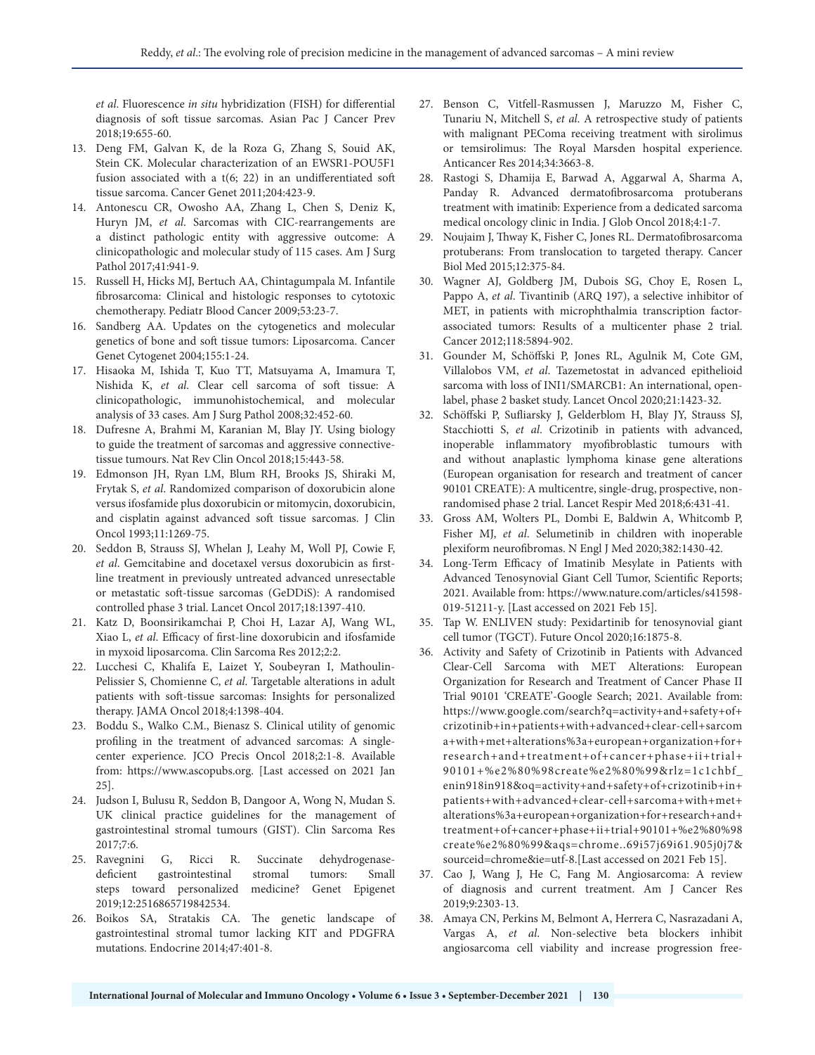*et al*. Fluorescence *in situ* hybridization (FISH) for differential diagnosis of soft tissue sarcomas. Asian Pac J Cancer Prev 2018;19:655-60.

13. Deng FM, Galvan K, de la Roza G, Zhang S, Souid AK, Stein CK. Molecular characterization of an EWSR1-POU5F1 fusion associated with a t(6; 22) in an undifferentiated soft tissue sarcoma. Cancer Genet 2011;204:423-9.
14. Antonescu CR, Owosho AA, Zhang L, Chen S, Deniz K, Huryn JM, *et al*. Sarcomas with CIC-rearrangements are a distinct pathologic entity with aggressive outcome: A clinicopathologic and molecular study of 115 cases. Am J Surg Pathol 2017;41:941-9.
15. Russell H, Hicks MJ, Bertuch AA, Chintagumpala M. Infantile fibrosarcoma: Clinical and histologic responses to cytotoxic chemotherapy. Pediatr Blood Cancer 2009;53:23-7.
16. Sandberg AA. Updates on the cytogenetics and molecular genetics of bone and soft tissue tumors: Liposarcoma. Cancer Genet Cytogenet 2004;155:1-24.
17. Hisaoka M, Ishida T, Kuo TT, Matsuyama A, Imamura T, Nishida K, *et al*. Clear cell sarcoma of soft tissue: A clinicopathologic, immunohistochemical, and molecular analysis of 33 cases. Am J Surg Pathol 2008;32:452-60.
18. Dufresne A, Brahmi M, Karanian M, Blay JY. Using biology to guide the treatment of sarcomas and aggressive connective-tissue tumours. Nat Rev Clin Oncol 2018;15:443-58.
19. Edmonson JH, Ryan LM, Blum RH, Brooks JS, Shiraki M, Frytak S, *et al*. Randomized comparison of doxorubicin alone versus ifosfamide plus doxorubicin or mitomycin, doxorubicin, and cisplatin against advanced soft tissue sarcomas. J Clin Oncol 1993;11:1269-75.
20. Seddon B, Strauss SJ, Whelan J, Leahy M, Woll PJ, Cowie F, *et al*. Gemcitabine and docetaxel versus doxorubicin as first-line treatment in previously untreated advanced unresectable or metastatic soft-tissue sarcomas (GeDDiS): A randomised controlled phase 3 trial. Lancet Oncol 2017;18:1397-410.
21. Katz D, Boonsirikamchai P, Choi H, Lazar AJ, Wang WL, Xiao L, *et al*. Efficacy of first-line doxorubicin and ifosfamide in myxoid liposarcoma. Clin Sarcoma Res 2012;2:2.
22. Lucchesi C, Khalifa E, Laizet Y, Soubeyran I, Mathoulin-Pelissier S, Chomienne C, *et al*. Targetable alterations in adult patients with soft-tissue sarcomas: Insights for personalized therapy. JAMA Oncol 2018;4:1398-404.
23. Boddu S., Walko C.M., Bienasz S. Clinical utility of genomic profiling in the treatment of advanced sarcomas: A single-center experience. JCO Precis Oncol 2018;2:1-8. Available from: https://www.ascopubs.org. [Last accessed on 2021 Jan 25].
24. Judson I, Bulusu R, Seddon B, Dangoor A, Wong N, Mudan S. UK clinical practice guidelines for the management of gastrointestinal stromal tumours (GIST). Clin Sarcoma Res 2017;7:6.
25. Ravegnini G, Ricci R. Succinate dehydrogenase-deficient gastrointestinal stromal tumors: Small steps toward personalized medicine? Genet Epigenet 2019;12:2516865719842534.
26. Boikos SA, Stratakis CA. The genetic landscape of gastrointestinal stromal tumor lacking KIT and PDGFRA mutations. Endocrine 2014;47:401-8.
27. Benson C, Vitfell-Rasmussen J, Maruzzo M, Fisher C, Tunariu N, Mitchell S, *et al*. A retrospective study of patients with malignant PEComa receiving treatment with sirolimus or temsirolimus: The Royal Marsden hospital experience. Anticancer Res 2014;34:3663-8.
28. Rastogi S, Dhamija E, Barwad A, Aggarwal A, Sharma A, Panday R. Advanced dermatofibrosarcoma protuberans treatment with imatinib: Experience from a dedicated sarcoma medical oncology clinic in India. J Glob Oncol 2018;4:1-7.
29. Noujaim J, Thway K, Fisher C, Jones RL. Dermatofibrosarcoma protuberans: From translocation to targeted therapy. Cancer Biol Med 2015;12:375-84.
30. Wagner AJ, Goldberg JM, Dubois SG, Choy E, Rosen L, Pappo A, *et al*. Tivantinib (ARQ 197), a selective inhibitor of MET, in patients with microphthalmia transcription factor-associated tumors: Results of a multicenter phase 2 trial. Cancer 2012;118:5894-902.
31. Gounder M, Schöffski P, Jones RL, Agulnik M, Cote GM, Villalobos VM, *et al*. Tazemetostat in advanced epithelioid sarcoma with loss of INI1/SMARCB1: An international, open-label, phase 2 basket study. Lancet Oncol 2020;21:1423-32.
32. Schöffski P, Sufliarsky J, Gelderblom H, Blay JY, Strauss SJ, Stacchiotti S, *et al*. Crizotinib in patients with advanced, inoperable inflammatory myofibroblastic tumours with and without anaplastic lymphoma kinase gene alterations (European organisation for research and treatment of cancer 90101 CREATE): A multicentre, single-drug, prospective, non-randomised phase 2 trial. Lancet Respir Med 2018;6:431-41.
33. Gross AM, Wolters PL, Dombi E, Baldwin A, Whitcomb P, Fisher MJ, *et al*. Selumetinib in children with inoperable plexiform neurofibromas. N Engl J Med 2020;382:1430-42.
34. Long-Term Efficacy of Imatinib Mesylate in Patients with Advanced Tenosynovial Giant Cell Tumor, Scientific Reports; 2021. Available from: https://www.nature.com/articles/s41598-019-51211-y. [Last accessed on 2021 Feb 15].
35. Tap W. ENLIVEN study: Pexidartinib for tenosynovial giant cell tumor (TGCT). Future Oncol 2020;16:1875-8.
36. Activity and Safety of Crizotinib in Patients with Advanced Clear-Cell Sarcoma with MET Alterations: European Organization for Research and Treatment of Cancer Phase II Trial 90101 'CREATE'-Google Search; 2021. Available from: https://www.google.com/search?q=activity+and+safety+of+crizotinib+in+patients+with+advanced+clear-cell+sarcoma+with+met+alterations%3a+european+organization+for+research+and+treatment+of+cancer+phase+ii+trial+90101+%e2%80%98create%e2%80%99&rlz=1c1chbf_enin918in918&oq=activity+and+safety+of+crizotinib+in+patients+with+advanced+clear-cell+sarcoma+with+met+alterations%3a+european+organization+for+research+and+treatment+of+cancer+phase+ii+trial+90101+%e2%80%98create%e2%80%99&aqs=chrome..69i57j69i61.905j0j7&sourceid=chrome&ie=utf-8.[Last accessed on 2021 Feb 15].
37. Cao J, Wang J, He C, Fang M. Angiosarcoma: A review of diagnosis and current treatment. Am J Cancer Res 2019;9:2303-13.
38. Amaya CN, Perkins M, Belmont A, Herrera C, Nasrazadani A, Vargas A, *et al*. Non-selective beta blockers inhibit angiosarcoma cell viability and increase progression free-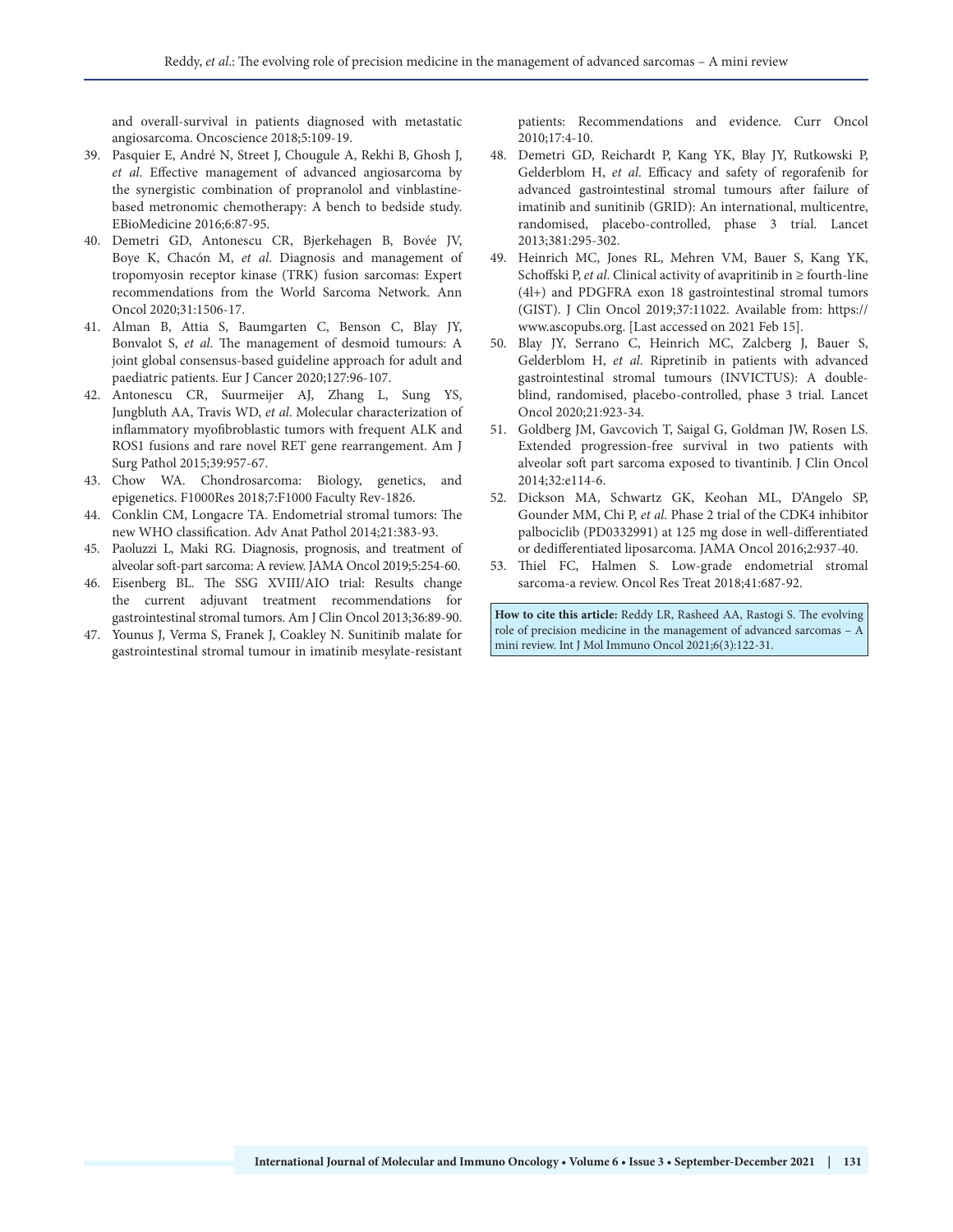and overall-survival in patients diagnosed with metastatic angiosarcoma. Oncoscience 2018;5:109-19.

39. Pasquier E, André N, Street J, Chougule A, Rekhi B, Ghosh J, *et al*. Effective management of advanced angiosarcoma by the synergistic combination of propranolol and vinblastine-based metronomic chemotherapy: A bench to bedside study. EBioMedicine 2016;6:87-95.
40. Demetri GD, Antonescu CR, Bjerkehagen B, Bovée JV, Boye K, Chacón M, *et al*. Diagnosis and management of tropomyosin receptor kinase (TRK) fusion sarcomas: Expert recommendations from the World Sarcoma Network. Ann Oncol 2020;31:1506-17.
41. Alman B, Attia S, Baumgarten C, Benson C, Blay JY, Bonvalot S, *et al*. The management of desmoid tumours: A joint global consensus-based guideline approach for adult and paediatric patients. Eur J Cancer 2020;127:96-107.
42. Antonescu CR, Suurmeijer AJ, Zhang L, Sung YS, Jungbluth AA, Travis WD, *et al*. Molecular characterization of inflammatory myofibroblastic tumors with frequent ALK and ROS1 fusions and rare novel RET gene rearrangement. Am J Surg Pathol 2015;39:957-67.
43. Chow WA. Chondrosarcoma: Biology, genetics, and epigenetics. F1000Res 2018;7:F1000 Faculty Rev-1826.
44. Conklin CM, Longacre TA. Endometrial stromal tumors: The new WHO classification. Adv Anat Pathol 2014;21:383-93.
45. Paoluzzi L, Maki RG. Diagnosis, prognosis, and treatment of alveolar soft-part sarcoma: A review. JAMA Oncol 2019;5:254-60.
46. Eisenberg BL. The SSG XVIII/AIO trial: Results change the current adjuvant treatment recommendations for gastrointestinal stromal tumors. Am J Clin Oncol 2013;36:89-90.
47. Younus J, Verma S, Franek J, Coakley N. Sunitinib malate for gastrointestinal stromal tumour in imatinib mesylate-resistant patients: Recommendations and evidence. Curr Oncol 2010;17:4-10.
48. Demetri GD, Reichardt P, Kang YK, Blay JY, Rutkowski P, Gelderblom H, *et al*. Efficacy and safety of regorafenib for advanced gastrointestinal stromal tumours after failure of imatinib and sunitinib (GRID): An international, multicentre, randomised, placebo-controlled, phase 3 trial. Lancet 2013;381:295-302.
49. Heinrich MC, Jones RL, Mehren VM, Bauer S, Kang YK, Schoffski P, *et al*. Clinical activity of avapritinib in ≥ fourth-line (4l+) and PDGFRA exon 18 gastrointestinal stromal tumors (GIST). J Clin Oncol 2019;37:11022. Available from: https://www.ascopubs.org. [Last accessed on 2021 Feb 15].
50. Blay JY, Serrano C, Heinrich MC, Zalcberg J, Bauer S, Gelderblom H, *et al*. Ripretinib in patients with advanced gastrointestinal stromal tumours (INVICTUS): A double-blind, randomised, placebo-controlled, phase 3 trial. Lancet Oncol 2020;21:923-34.
51. Goldberg JM, Gavcovich T, Saigal G, Goldman JW, Rosen LS. Extended progression-free survival in two patients with alveolar soft part sarcoma exposed to tivantinib. J Clin Oncol 2014;32:e114-6.
52. Dickson MA, Schwartz GK, Keohan ML, D'Angelo SP, Gounder MM, Chi P, *et al*. Phase 2 trial of the CDK4 inhibitor palbociclib (PD0332991) at 125 mg dose in well-differentiated or dedifferentiated liposarcoma. JAMA Oncol 2016;2:937-40.
53. Thiel FC, Halmen S. Low-grade endometrial stromal sarcoma-a review. Oncol Res Treat 2018;41:687-92.

**How to cite this article:** Reddy LR, Rasheed AA, Rastogi S. The evolving role of precision medicine in the management of advanced sarcomas – A mini review. Int J Mol Immuno Oncol 2021;6(3):122-31.